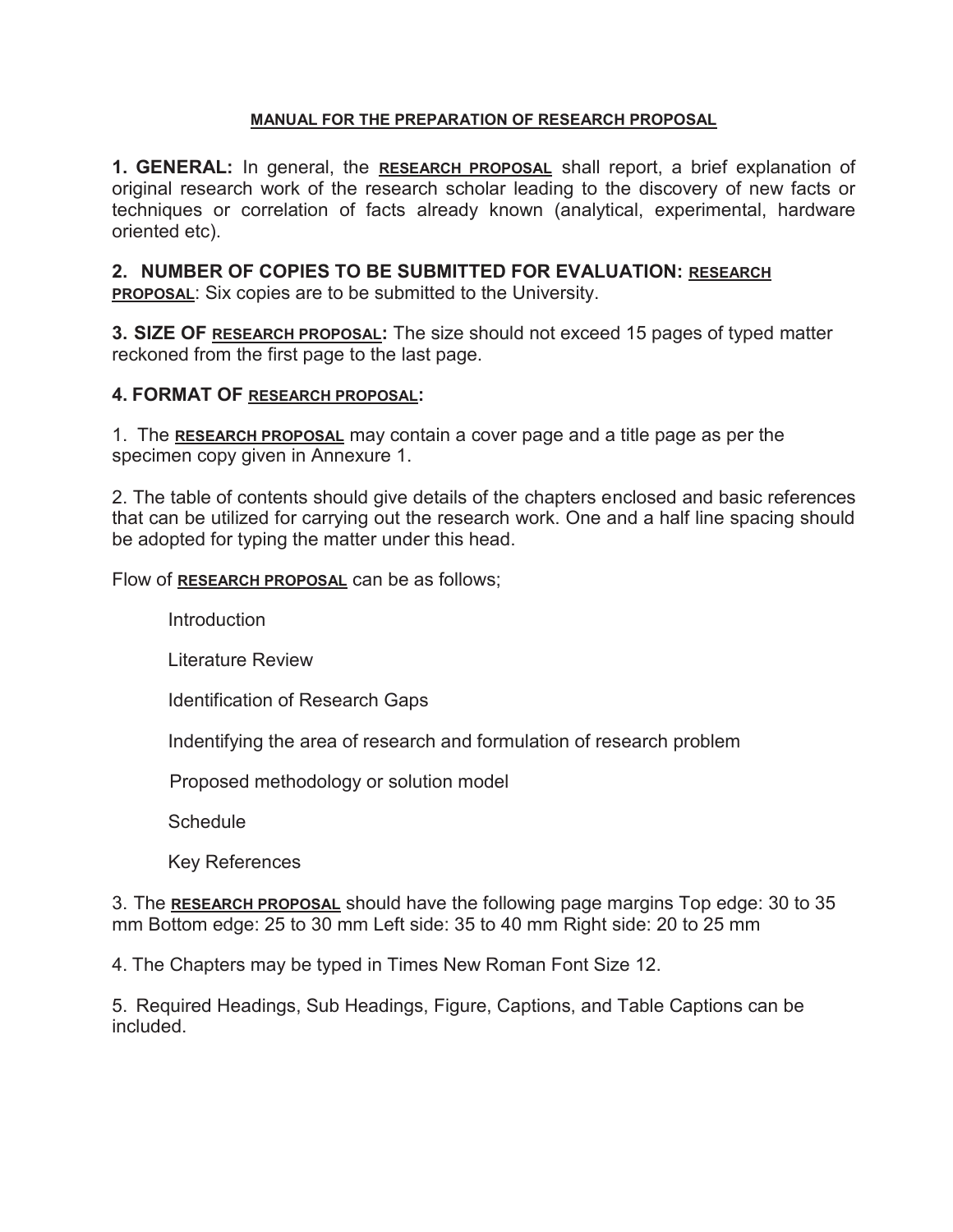## MANUAL FOR THE PREPARATION OF RESEARCH PROPOSAL

**1. GENERAL:** In general, the **RESEARCH PROPOSAL** shall report, a brief explanation of original research work of the research scholar leading to the discovery of new facts or techniques or correlation of facts already known (analytical, experimental, hardware oriented etc).

**2. NUMBER OF COPIES TO BE SUBMITTED FOR EVALUATION:** **RESEARCH PROPOSAL**: Six copies are to be submitted to the University.

**3. SIZE OF RESEARCH PROPOSAL:** The size should not exceed 15 pages of typed matter reckoned from the first page to the last page.

**4. FORMAT OF RESEARCH PROPOSAL:**

1. The **RESEARCH PROPOSAL** may contain a cover page and a title page as per the specimen copy given in Annexure 1.

2. The table of contents should give details of the chapters enclosed and basic references that can be utilized for carrying out the research work. One and a half line spacing should be adopted for typing the matter under this head.

Flow of **RESEARCH PROPOSAL** can be as follows;

Introduction

Literature Review

Identification of Research Gaps

Indentifying the area of research and formulation of research problem

Proposed methodology or solution model

Schedule

Key References

3. The **RESEARCH PROPOSAL** should have the following page margins Top edge: 30 to 35 mm Bottom edge: 25 to 30 mm Left side: 35 to 40 mm Right side: 20 to 25 mm

4. The Chapters may be typed in Times New Roman Font Size 12.

5. Required Headings, Sub Headings, Figure, Captions, and Table Captions can be included.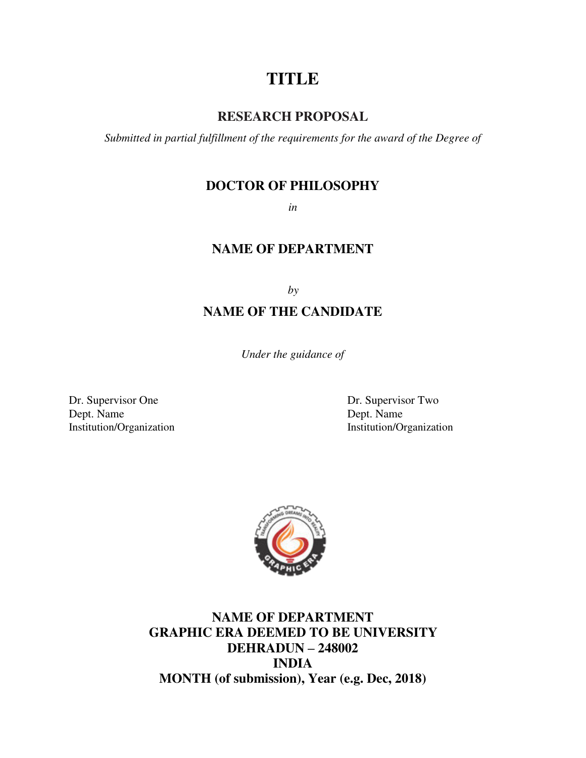# TITLE

## RESEARCH PROPOSAL

*Submitted in partial fulfillment of the requirements for the award of the Degree of*

## DOCTOR OF PHILOSOPHY

*in*

## NAME OF DEPARTMENT

*by*

## NAME OF THE CANDIDATE

*Under the guidance of*

Dr. Supervisor One
Dept. Name
Institution/Organization

Dr. Supervisor Two
Dept. Name
Institution/Organization

**NAME OF DEPARTMENT**
**GRAPHIC ERA DEEMED TO BE UNIVERSITY**
**DEHRADUN – 248002**
**INDIA**
**MONTH (of submission), Year (e.g. Dec, 2018)**